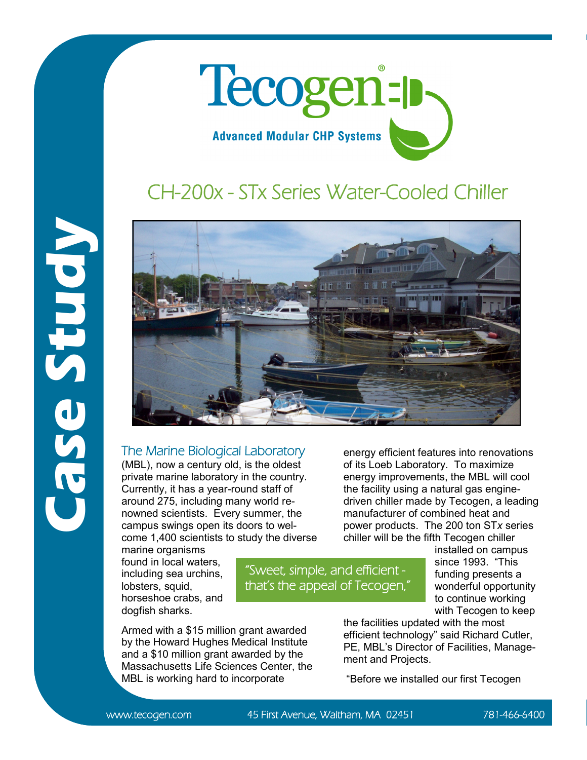Case Study

# Tecogen®

Advanced Modular CHP Systems

## CH-200x - STx Series Water-Cooled Chiller

The Marine Biological Laboratory (MBL), now a century old, is the oldest private marine laboratory in the country. Currently, it has a year-round staff of around 275, including many world renowned scientists. Every summer, the campus swings open its doors to welcome 1,400 scientists to study the diverse marine organisms found in local waters, including sea urchins, lobsters, squid, horseshoe crabs, and dogfish sharks.

Armed with a $15 million grant awarded by the Howard Hughes Medical Institute and a $10 million grant awarded by the Massachusetts Life Sciences Center, the MBL is working hard to incorporate energy efficient features into renovations of its Loeb Laboratory. To maximize energy improvements, the MBL will cool the facility using a natural gas engine-driven chiller made by Tecogen, a leading manufacturer of combined heat and power products. The 200 ton ST*x* series chiller will be the fifth Tecogen chiller installed on campus since 1993. "This funding presents a wonderful opportunity to continue working with Tecogen to keep the facilities updated with the most efficient technology" said Richard Cutler, PE, MBL's Director of Facilities, Management and Projects.

> "Sweet, simple, and efficient - that's the appeal of Tecogen,"

"Before we installed our first Tecogen

www.tecogen.com 45 First Avenue, Waltham, MA 02451 781-466-6400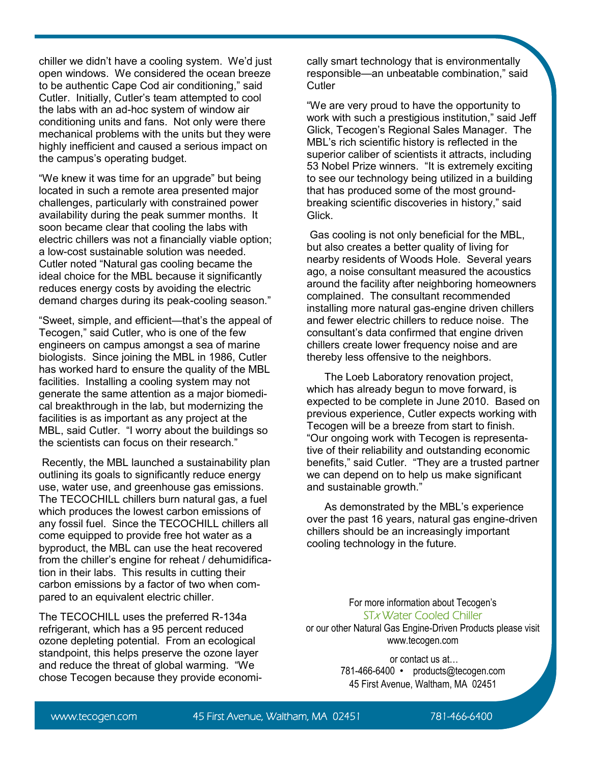chiller we didn't have a cooling system. We'd just open windows. We considered the ocean breeze to be authentic Cape Cod air conditioning," said Cutler. Initially, Cutler's team attempted to cool the labs with an ad-hoc system of window air conditioning units and fans. Not only were there mechanical problems with the units but they were highly inefficient and caused a serious impact on the campus's operating budget.

"We knew it was time for an upgrade" but being located in such a remote area presented major challenges, particularly with constrained power availability during the peak summer months. It soon became clear that cooling the labs with electric chillers was not a financially viable option; a low-cost sustainable solution was needed. Cutler noted "Natural gas cooling became the ideal choice for the MBL because it significantly reduces energy costs by avoiding the electric demand charges during its peak-cooling season."

"Sweet, simple, and efficient—that's the appeal of Tecogen," said Cutler, who is one of the few engineers on campus amongst a sea of marine biologists. Since joining the MBL in 1986, Cutler has worked hard to ensure the quality of the MBL facilities. Installing a cooling system may not generate the same attention as a major biomedical breakthrough in the lab, but modernizing the facilities is as important as any project at the MBL, said Cutler. "I worry about the buildings so the scientists can focus on their research."

Recently, the MBL launched a sustainability plan outlining its goals to significantly reduce energy use, water use, and greenhouse gas emissions. The TECOCHILL chillers burn natural gas, a fuel which produces the lowest carbon emissions of any fossil fuel. Since the TECOCHILL chillers all come equipped to provide free hot water as a byproduct, the MBL can use the heat recovered from the chiller's engine for reheat / dehumidification in their labs. This results in cutting their carbon emissions by a factor of two when compared to an equivalent electric chiller.

The TECOCHILL uses the preferred R-134a refrigerant, which has a 95 percent reduced ozone depleting potential. From an ecological standpoint, this helps preserve the ozone layer and reduce the threat of global warming. "We chose Tecogen because they provide economically smart technology that is environmentally responsible—an unbeatable combination," said Cutler

"We are very proud to have the opportunity to work with such a prestigious institution," said Jeff Glick, Tecogen's Regional Sales Manager. The MBL's rich scientific history is reflected in the superior caliber of scientists it attracts, including 53 Nobel Prize winners. "It is extremely exciting to see our technology being utilized in a building that has produced some of the most groundbreaking scientific discoveries in history," said Glick.

Gas cooling is not only beneficial for the MBL, but also creates a better quality of living for nearby residents of Woods Hole. Several years ago, a noise consultant measured the acoustics around the facility after neighboring homeowners complained. The consultant recommended installing more natural gas-engine driven chillers and fewer electric chillers to reduce noise. The consultant's data confirmed that engine driven chillers create lower frequency noise and are thereby less offensive to the neighbors.

The Loeb Laboratory renovation project, which has already begun to move forward, is expected to be complete in June 2010. Based on previous experience, Cutler expects working with Tecogen will be a breeze from start to finish. "Our ongoing work with Tecogen is representative of their reliability and outstanding economic benefits," said Cutler. "They are a trusted partner we can depend on to help us make significant and sustainable growth."

As demonstrated by the MBL's experience over the past 16 years, natural gas engine-driven chillers should be an increasingly important cooling technology in the future.

For more information about Tecogen's

STx Water Cooled Chiller

or our other Natural Gas Engine-Driven Products please visit www.tecogen.com

or contact us at…
781-466-6400 • products@tecogen.com
45 First Avenue, Waltham, MA 02451